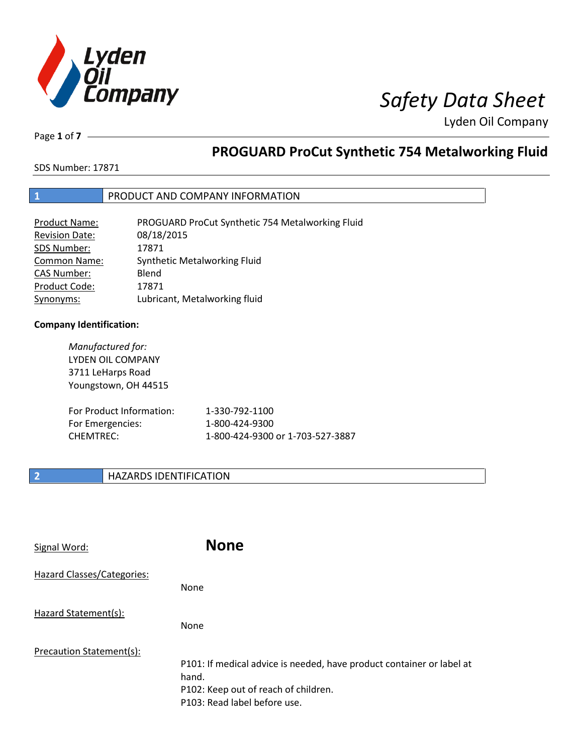# Safety Data Sheet

Lyden Oil Company

## PROGUARD ProCut Synthetic 754 Metalworking Fluid

SDS Number: 17871

## 1 PRODUCT AND COMPANY INFORMATION

| | |
|---|---|
| Product Name: | PROGUARD ProCut Synthetic 754 Metalworking Fluid |
| Revision Date: | 08/18/2015 |
| SDS Number: | 17871 |
| Common Name: | Synthetic Metalworking Fluid |
| CAS Number: | Blend |
| Product Code: | 17871 |
| Synonyms: | Lubricant, Metalworking fluid |

**Company Identification:**

*Manufactured for:*
LYDEN OIL COMPANY
3711 LeHarps Road
Youngstown, OH 44515

| | |
|---|---|
| For Product Information: | 1-330-792-1100 |
| For Emergencies: | 1-800-424-9300 |
| CHEMTREC: | 1-800-424-9300 or 1-703-527-3887 |

## 2 HAZARDS IDENTIFICATION

Signal Word: **None**

Hazard Classes/Categories:

None

Hazard Statement(s):

None

Precaution Statement(s):

P101: If medical advice is needed, have product container or label at hand.
P102: Keep out of reach of children.
P103: Read label before use.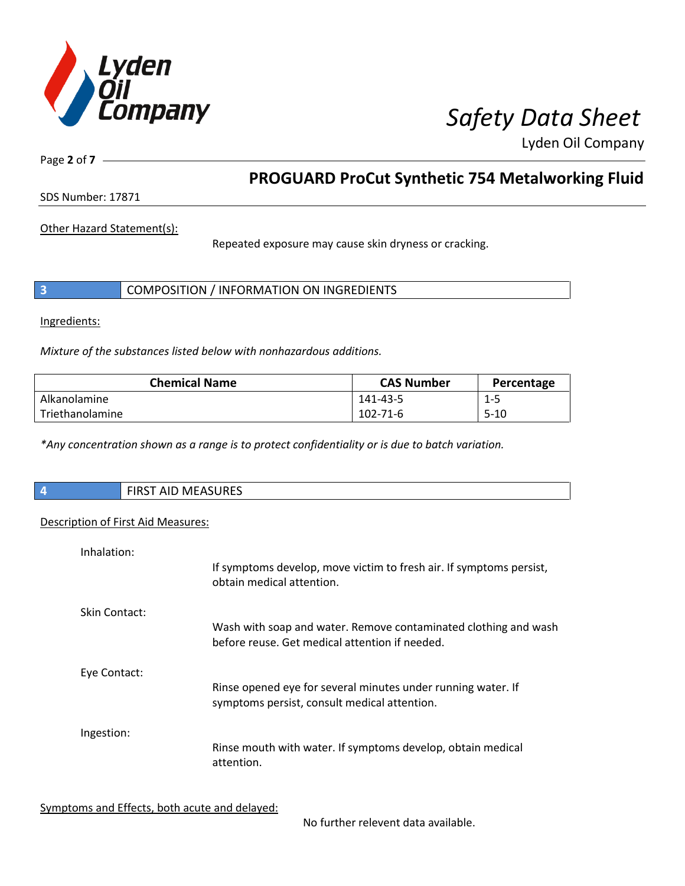Other Hazard Statement(s):

Repeated exposure may cause skin dryness or cracking.

## 3 COMPOSITION / INFORMATION ON INGREDIENTS

Ingredients:

*Mixture of the substances listed below with nonhazardous additions.*

| Chemical Name | CAS Number | Percentage |
|---|---|---|
| Alkanolamine | 141-43-5 | 1-5 |
| Triethanolamine | 102-71-6 | 5-10 |

*\*Any concentration shown as a range is to protect confidentiality or is due to batch variation.*

## 4 FIRST AID MEASURES

Description of First Aid Measures:

Inhalation:

If symptoms develop, move victim to fresh air. If symptoms persist, obtain medical attention.

Skin Contact:

Wash with soap and water. Remove contaminated clothing and wash before reuse. Get medical attention if needed.

Eye Contact:

Rinse opened eye for several minutes under running water. If symptoms persist, consult medical attention.

Ingestion:

Rinse mouth with water. If symptoms develop, obtain medical attention.

Symptoms and Effects, both acute and delayed:

No further relevent data available.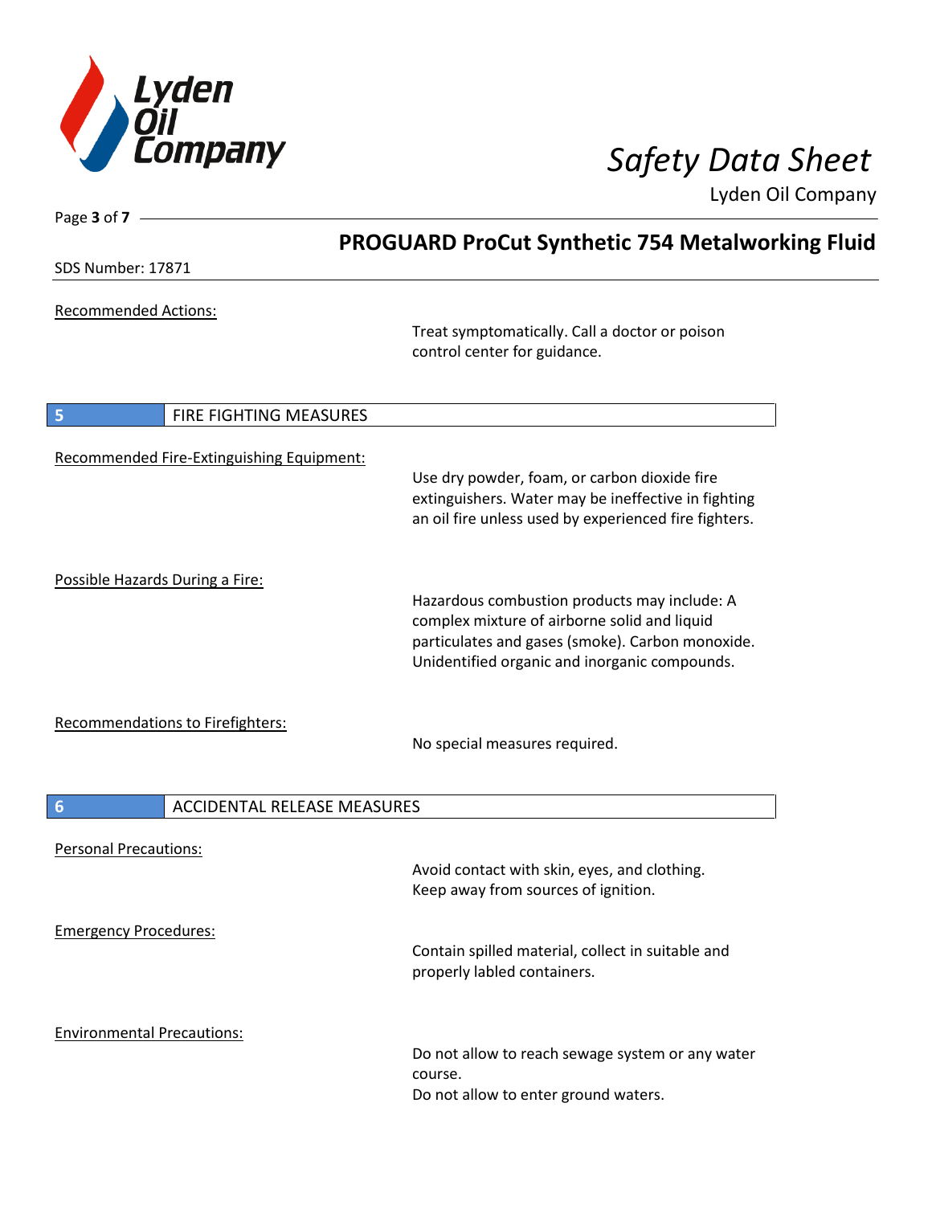Recommended Actions:

Treat symptomatically. Call a doctor or poison control center for guidance.

## 5 FIRE FIGHTING MEASURES

Recommended Fire-Extinguishing Equipment:

Use dry powder, foam, or carbon dioxide fire extinguishers. Water may be ineffective in fighting an oil fire unless used by experienced fire fighters.

Possible Hazards During a Fire:

Hazardous combustion products may include: A complex mixture of airborne solid and liquid particulates and gases (smoke). Carbon monoxide. Unidentified organic and inorganic compounds.

Recommendations to Firefighters:

No special measures required.

## 6 ACCIDENTAL RELEASE MEASURES

Personal Precautions:

Avoid contact with skin, eyes, and clothing.
Keep away from sources of ignition.

Emergency Procedures:

Contain spilled material, collect in suitable and properly labled containers.

Environmental Precautions:

Do not allow to reach sewage system or any water course.
Do not allow to enter ground waters.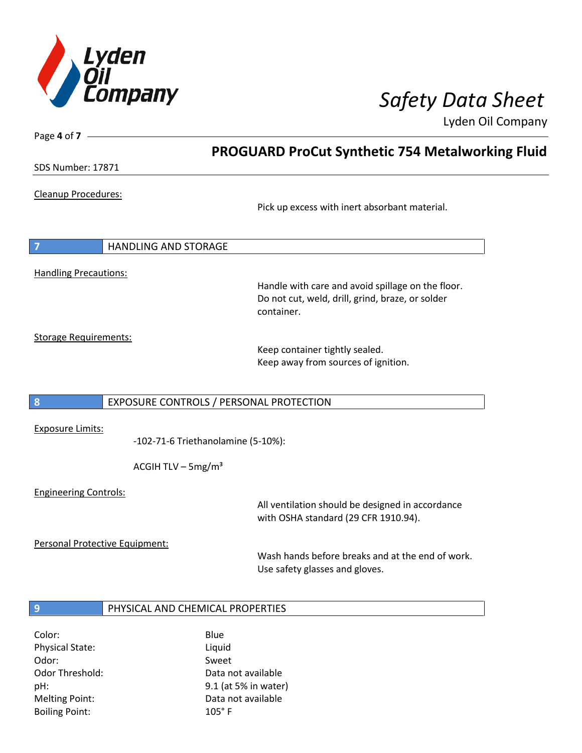Cleanup Procedures:

Pick up excess with inert absorbant material.

## 7 HANDLING AND STORAGE

Handling Precautions:

Handle with care and avoid spillage on the floor. Do not cut, weld, drill, grind, braze, or solder container.

Storage Requirements:

Keep container tightly sealed.
Keep away from sources of ignition.

## 8 EXPOSURE CONTROLS / PERSONAL PROTECTION

Exposure Limits:

-102-71-6 Triethanolamine (5-10%):

ACGIH TLV – 5mg/m³

Engineering Controls:

All ventilation should be designed in accordance with OSHA standard (29 CFR 1910.94).

Personal Protective Equipment:

Wash hands before breaks and at the end of work. Use safety glasses and gloves.

## 9 PHYSICAL AND CHEMICAL PROPERTIES

| | |
|---|---|
| Color: | Blue |
| Physical State: | Liquid |
| Odor: | Sweet |
| Odor Threshold: | Data not available |
| pH: | 9.1 (at 5% in water) |
| Melting Point: | Data not available |
| Boiling Point: | 105° F |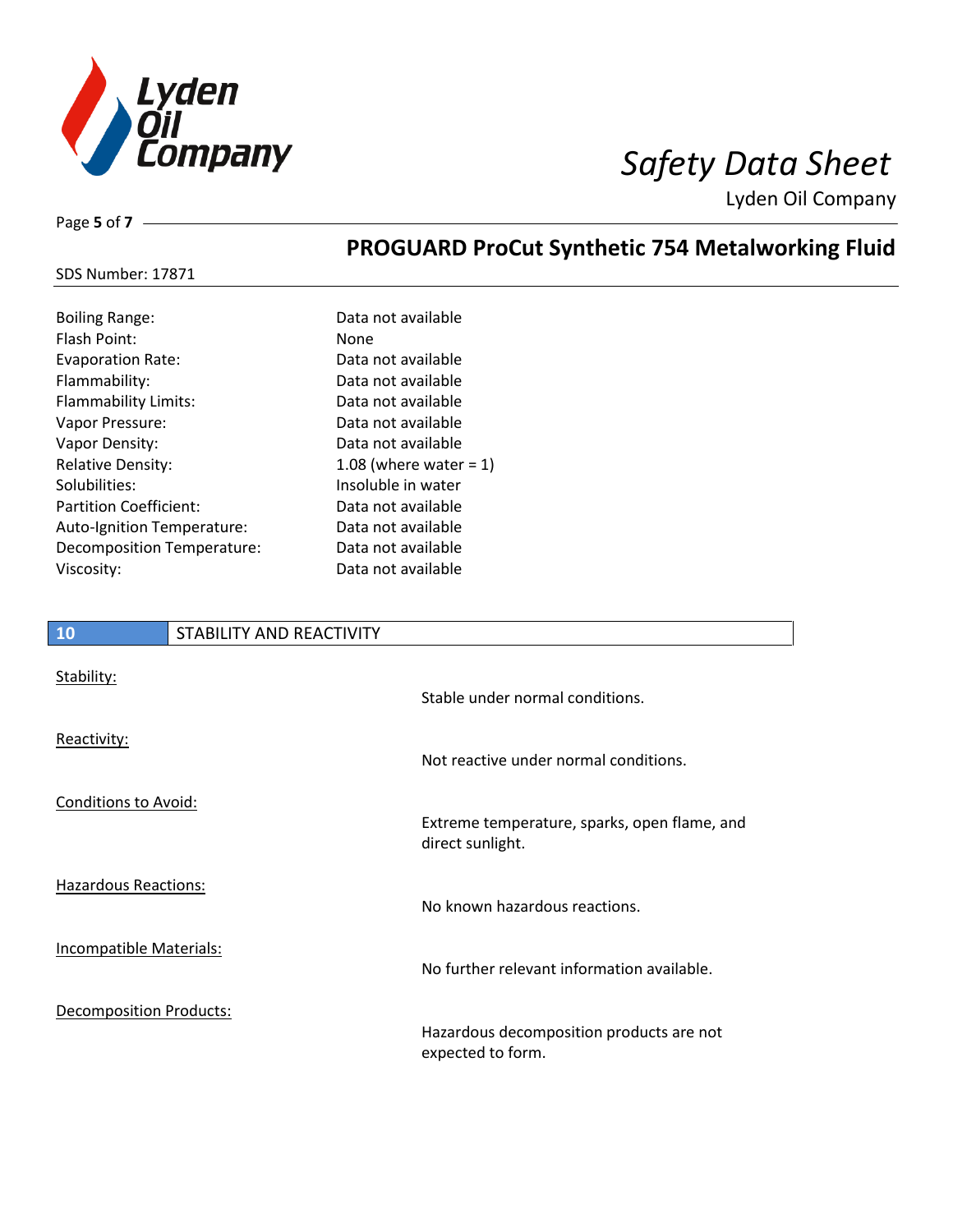| | |
|---|---|
| Boiling Range: | Data not available |
| Flash Point: | None |
| Evaporation Rate: | Data not available |
| Flammability: | Data not available |
| Flammability Limits: | Data not available |
| Vapor Pressure: | Data not available |
| Vapor Density: | Data not available |
| Relative Density: | 1.08 (where water = 1) |
| Solubilities: | Insoluble in water |
| Partition Coefficient: | Data not available |
| Auto-Ignition Temperature: | Data not available |
| Decomposition Temperature: | Data not available |
| Viscosity: | Data not available |

## 10 STABILITY AND REACTIVITY

| | |
|---|---|
| Stability: | Stable under normal conditions. |
| Reactivity: | Not reactive under normal conditions. |
| Conditions to Avoid: | Extreme temperature, sparks, open flame, and direct sunlight. |
| Hazardous Reactions: | No known hazardous reactions. |
| Incompatible Materials: | No further relevant information available. |
| Decomposition Products: | Hazardous decomposition products are not expected to form. |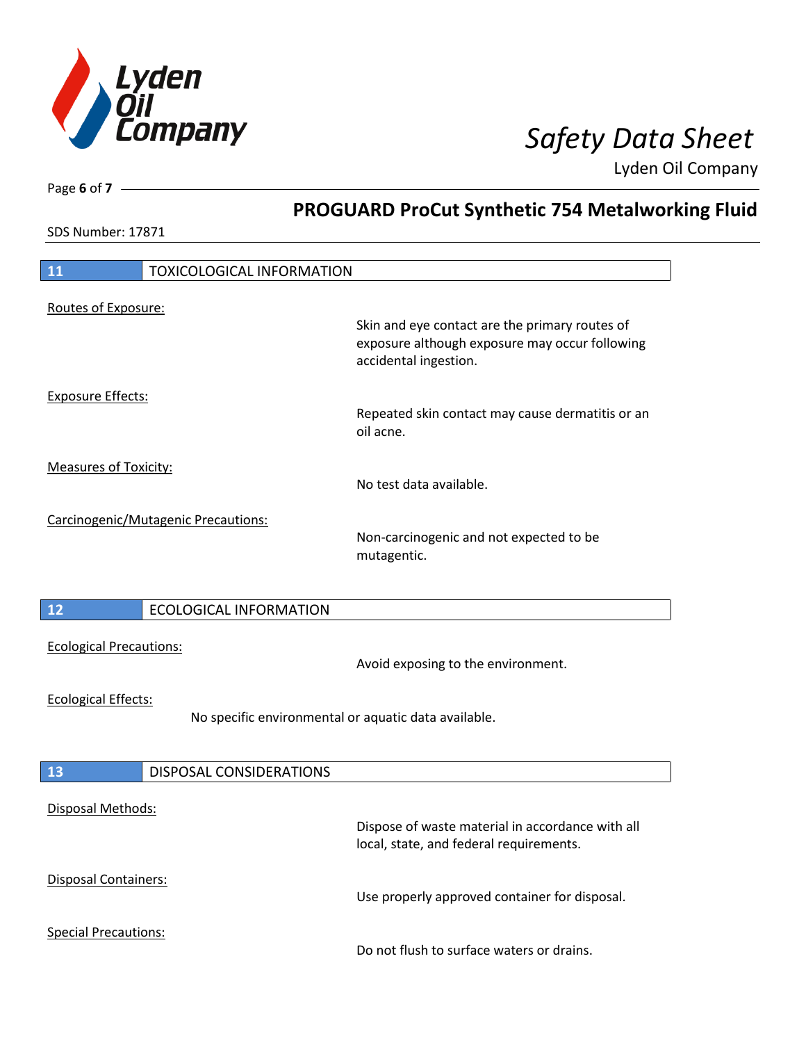## 11 TOXICOLOGICAL INFORMATION

Routes of Exposure:

Skin and eye contact are the primary routes of exposure although exposure may occur following accidental ingestion.

Exposure Effects:

Repeated skin contact may cause dermatitis or an oil acne.

Measures of Toxicity:

No test data available.

Carcinogenic/Mutagenic Precautions:

Non-carcinogenic and not expected to be mutagentic.

## 12 ECOLOGICAL INFORMATION

Ecological Precautions:

Avoid exposing to the environment.

Ecological Effects:

No specific environmental or aquatic data available.

## 13 DISPOSAL CONSIDERATIONS

Disposal Methods:

Dispose of waste material in accordance with all local, state, and federal requirements.

Disposal Containers:

Use properly approved container for disposal.

Special Precautions:

Do not flush to surface waters or drains.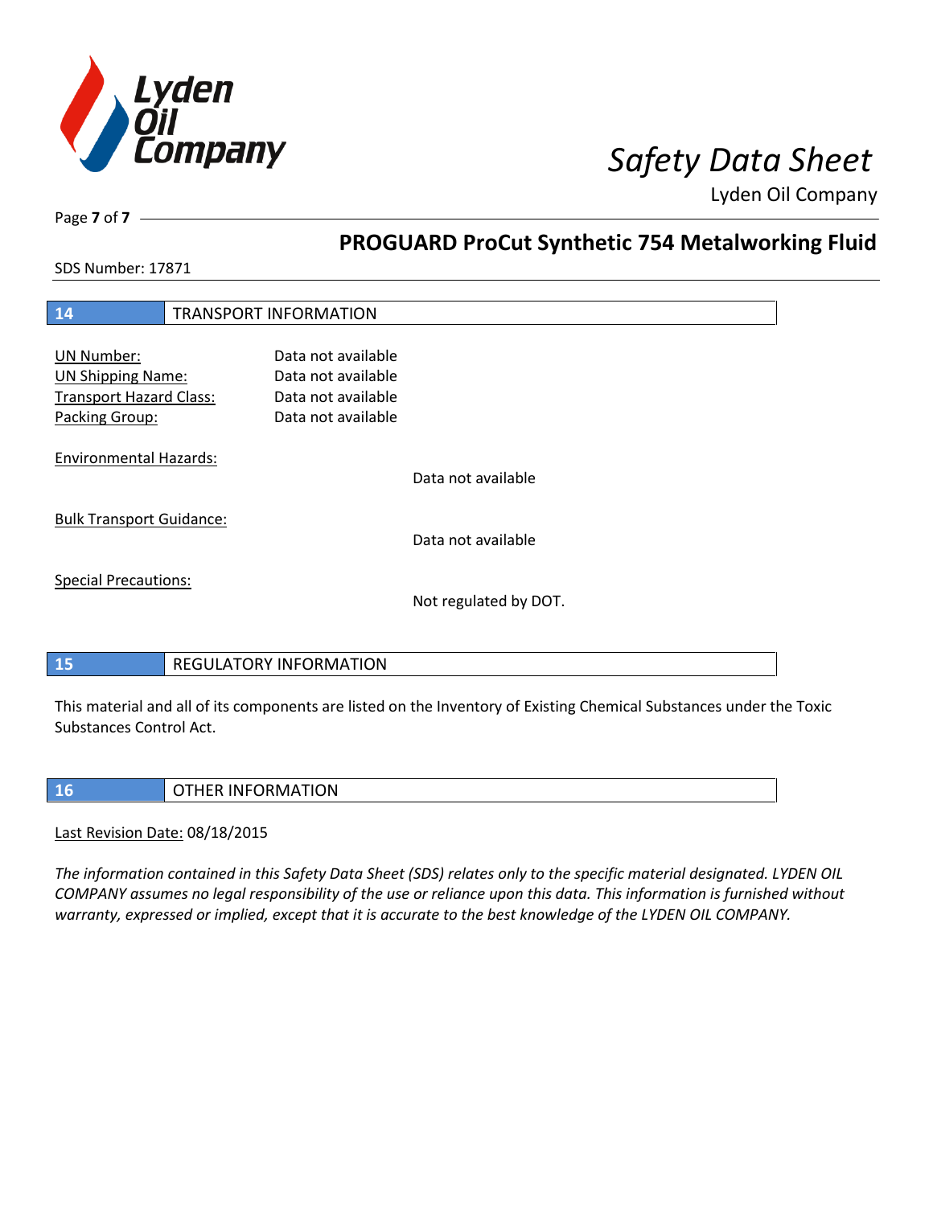## PROGUARD ProCut Synthetic 754 Metalworking Fluid

SDS Number: 17871

## 14 TRANSPORT INFORMATION

| | |
|---|---|
| UN Number: | Data not available |
| UN Shipping Name: | Data not available |
| Transport Hazard Class: | Data not available |
| Packing Group: | Data not available |

Environmental Hazards:

Data not available

Bulk Transport Guidance:

Data not available

Special Precautions:

Not regulated by DOT.

## 15 REGULATORY INFORMATION

This material and all of its components are listed on the Inventory of Existing Chemical Substances under the Toxic Substances Control Act.

## 16 OTHER INFORMATION

Last Revision Date: 08/18/2015

*The information contained in this Safety Data Sheet (SDS) relates only to the specific material designated. LYDEN OIL COMPANY assumes no legal responsibility of the use or reliance upon this data. This information is furnished without warranty, expressed or implied, except that it is accurate to the best knowledge of the LYDEN OIL COMPANY.*